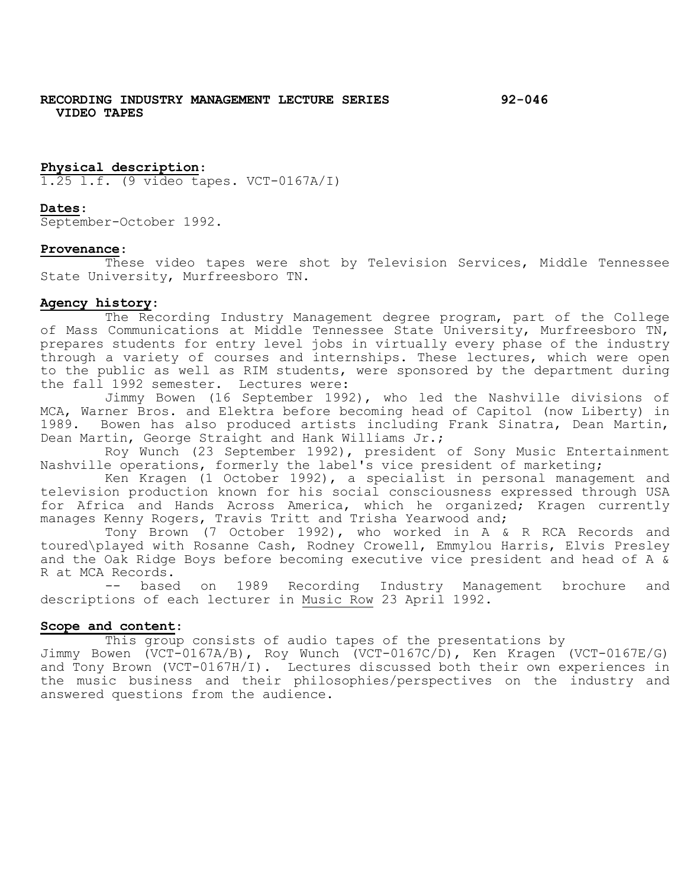**RECORDING INDUSTRY MANAGEMENT LECTURE SERIES VIDEO TAPES** **92-046**

**Physical description:**
1.25 l.f. (9 video tapes. VCT-0167A/I)

**Dates:**
September-October 1992.

**Provenance:**
These video tapes were shot by Television Services, Middle Tennessee State University, Murfreesboro TN.

**Agency history:**
The Recording Industry Management degree program, part of the College of Mass Communications at Middle Tennessee State University, Murfreesboro TN, prepares students for entry level jobs in virtually every phase of the industry through a variety of courses and internships. These lectures, which were open to the public as well as RIM students, were sponsored by the department during the fall 1992 semester. Lectures were:

Jimmy Bowen (16 September 1992), who led the Nashville divisions of MCA, Warner Bros. and Elektra before becoming head of Capitol (now Liberty) in 1989. Bowen has also produced artists including Frank Sinatra, Dean Martin, Dean Martin, George Straight and Hank Williams Jr.;

Roy Wunch (23 September 1992), president of Sony Music Entertainment Nashville operations, formerly the label's vice president of marketing;

Ken Kragen (1 October 1992), a specialist in personal management and television production known for his social consciousness expressed through USA for Africa and Hands Across America, which he organized; Kragen currently manages Kenny Rogers, Travis Tritt and Trisha Yearwood and;

Tony Brown (7 October 1992), who worked in A & R RCA Records and toured\played with Rosanne Cash, Rodney Crowell, Emmylou Harris, Elvis Presley and the Oak Ridge Boys before becoming executive vice president and head of A & R at MCA Records.

-- based on 1989 Recording Industry Management brochure and descriptions of each lecturer in Music Row 23 April 1992.

**Scope and content:**
This group consists of audio tapes of the presentations by Jimmy Bowen (VCT-0167A/B), Roy Wunch (VCT-0167C/D), Ken Kragen (VCT-0167E/G) and Tony Brown (VCT-0167H/I). Lectures discussed both their own experiences in the music business and their philosophies/perspectives on the industry and answered questions from the audience.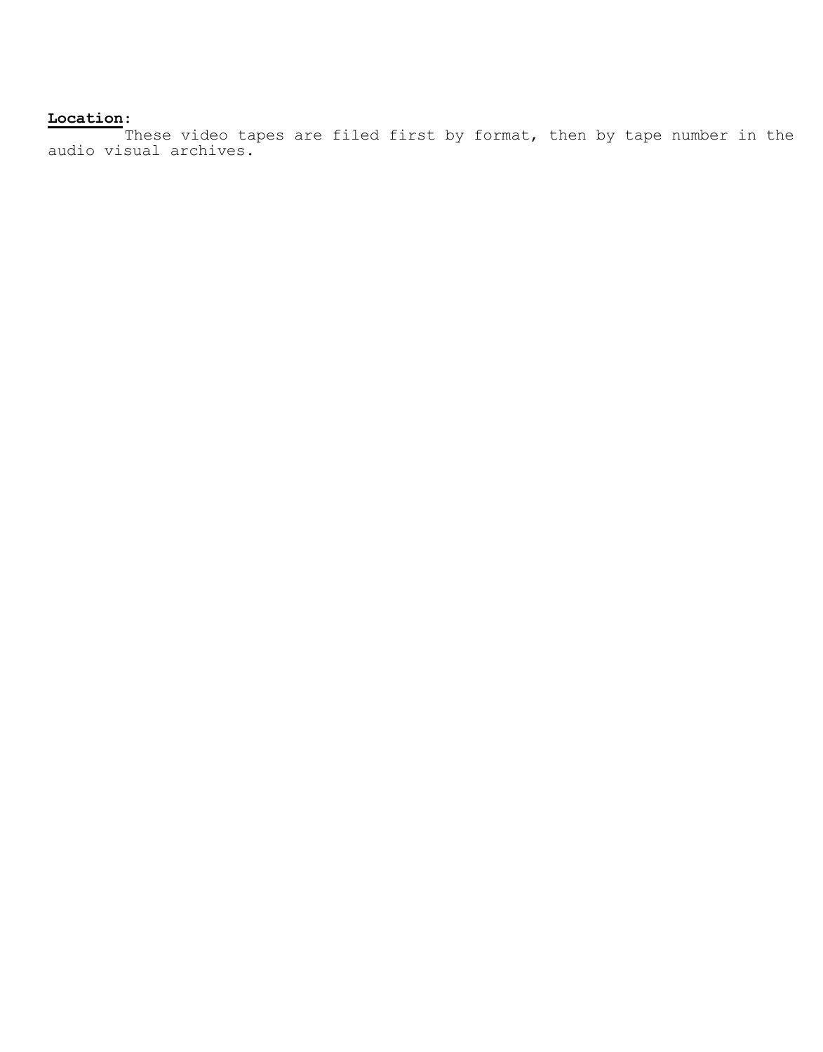**Location**:

These video tapes are filed first by format, then by tape number in the audio visual archives.